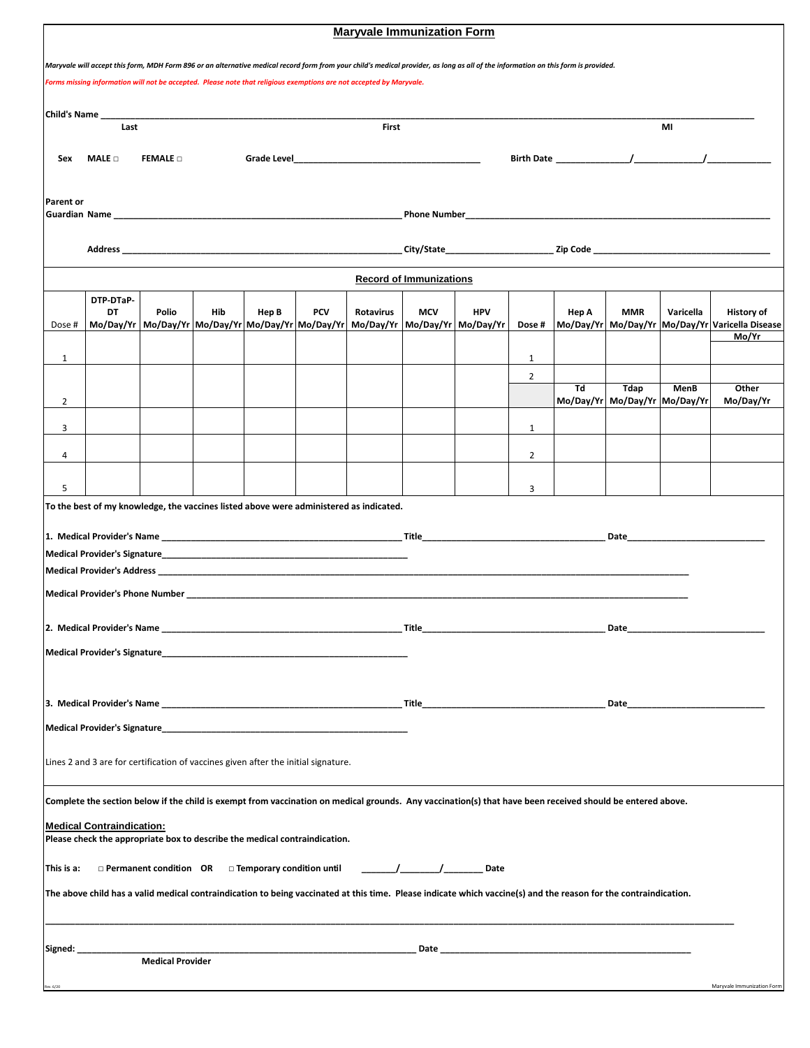# Maryvale Immunization Form

*Maryvale will accept this form, MDH Form 896 or an alternative medical record form from your child's medical provider, as long as all of the information on this form is provided.*

*Forms missing information will not be accepted. Please note that religious exemptions are not accepted by Maryvale.*

**Child's Name** ______________________________________________
Last First MI

**Sex** **MALE □** **FEMALE □** **Grade Level**__________________ **Birth Date** ________/________/________

**Parent or Guardian Name** ______________________________ **Phone Number**______________________________

**Address** ______________________________ **City/State**____________ **Zip Code** ____________________

## Record of Immunizations

| Dose # | DTP-DTaP-DT Mo/Day/Yr | Polio Mo/Day/Yr | Hib Mo/Day/Yr | Hep B Mo/Day/Yr | PCV Mo/Day/Yr | Rotavirus Mo/Day/Yr | MCV Mo/Day/Yr | HPV Mo/Day/Yr |
|---|---|---|---|---|---|---|---|---|
| 1 | | | | | | | | |
| 2 | | | | | | | | |
| 3 | | | | | | | | |
| 4 | | | | | | | | |
| 5 | | | | | | | | |

| Dose # | Hep A Mo/Day/Yr | MMR Mo/Day/Yr | Varicella Mo/Day/Yr | History of Varicella Disease Mo/Yr |
|---|---|---|---|---|
| 1 | | | | |
| 2 | | | | |

| Dose # | Td Mo/Day/Yr | Tdap Mo/Day/Yr | MenB Mo/Day/Yr | Other Mo/Day/Yr |
|---|---|---|---|---|
| 1 | | | | |
| 2 | | | | |
| 3 | | | | |

**To the best of my knowledge, the vaccines listed above were administered as indicated.**

**1. Medical Provider's Name** ______________________ **Title**__________________ **Date**______________

**Medical Provider's Signature**______________________

**Medical Provider's Address** ______________________________________________

**Medical Provider's Phone Number** ______________________________________________

**2. Medical Provider's Name** ______________________ **Title**__________________ **Date**______________

**Medical Provider's Signature**______________________

**3. Medical Provider's Name** ______________________ **Title**__________________ **Date**______________

**Medical Provider's Signature**______________________

Lines 2 and 3 are for certification of vaccines given after the initial signature.

**Complete the section below if the child is exempt from vaccination on medical grounds. Any vaccination(s) that have been received should be entered above.**

**Medical Contraindication:**

**Please check the appropriate box to describe the medical contraindication.**

**This is a:** **□ Permanent condition OR □ Temporary condition until** ______/______/______ **Date**

**The above child has a valid medical contraindication to being vaccinated at this time. Please indicate which vaccine(s) and the reason for the contraindication.**

______________________________________________________________________

**Signed:** ______________________________ **Date** ______________________
**Medical Provider**

Rev. 6/20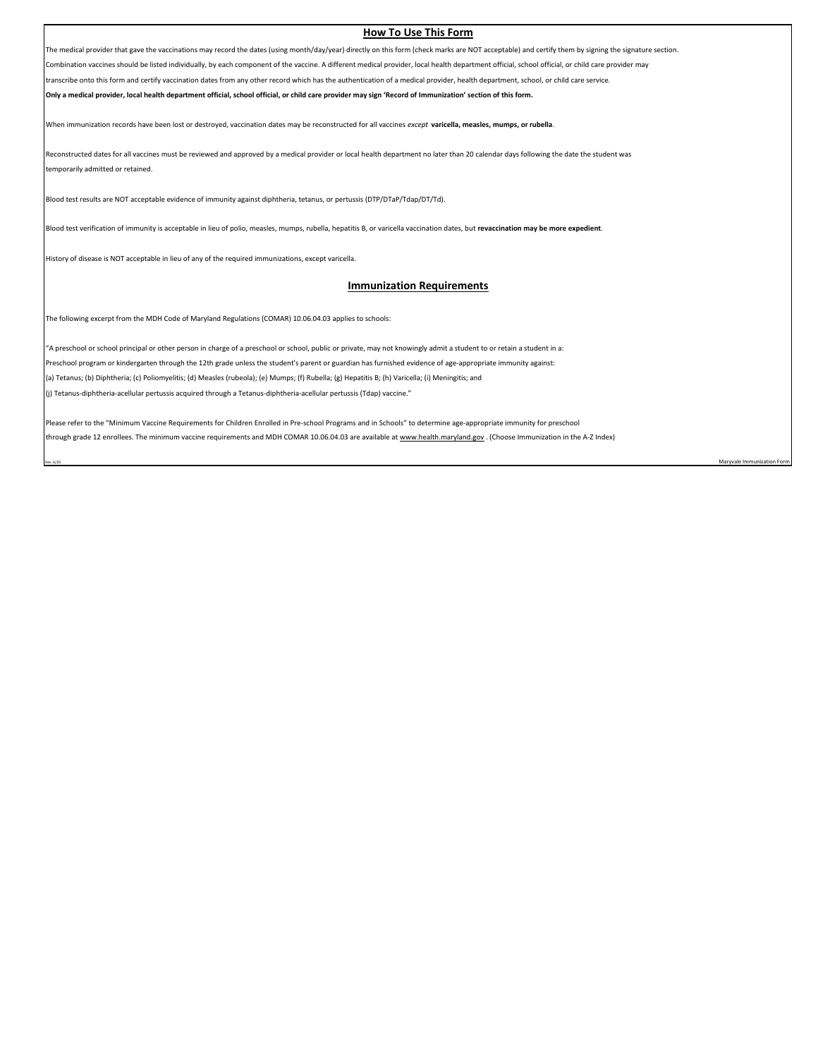## How To Use This Form

The medical provider that gave the vaccinations may record the dates (using month/day/year) directly on this form (check marks are NOT acceptable) and certify them by signing the signature section. Combination vaccines should be listed individually, by each component of the vaccine. A different medical provider, local health department official, school official, or child care provider may transcribe onto this form and certify vaccination dates from any other record which has the authentication of a medical provider, health department, school, or child care service.

**Only a medical provider, local health department official, school official, or child care provider may sign 'Record of Immunization' section of this form.**

When immunization records have been lost or destroyed, vaccination dates may be reconstructed for all vaccines *except* **varicella, measles, mumps, or rubella**.

Reconstructed dates for all vaccines must be reviewed and approved by a medical provider or local health department no later than 20 calendar days following the date the student was temporarily admitted or retained.

Blood test results are NOT acceptable evidence of immunity against diphtheria, tetanus, or pertussis (DTP/DTaP/Tdap/DT/Td).

Blood test verification of immunity is acceptable in lieu of polio, measles, mumps, rubella, hepatitis B, or varicella vaccination dates, but **revaccination may be more expedient**.

History of disease is NOT acceptable in lieu of any of the required immunizations, except varicella.

## Immunization Requirements

The following excerpt from the MDH Code of Maryland Regulations (COMAR) 10.06.04.03 applies to schools:

"A preschool or school principal or other person in charge of a preschool or school, public or private, may not knowingly admit a student to or retain a student in a:
Preschool program or kindergarten through the 12th grade unless the student's parent or guardian has furnished evidence of age-appropriate immunity against:
(a) Tetanus; (b) Diphtheria; (c) Poliomyelitis; (d) Measles (rubeola); (e) Mumps; (f) Rubella; (g) Hepatitis B; (h) Varicella; (i) Meningitis; and
(j) Tetanus-diphtheria-acellular pertussis acquired through a Tetanus-diphtheria-acellular pertussis (Tdap) vaccine."

Please refer to the "Minimum Vaccine Requirements for Children Enrolled in Pre-school Programs and in Schools" to determine age-appropriate immunity for preschool through grade 12 enrollees. The minimum vaccine requirements and MDH COMAR 10.06.04.03 are available at www.health.maryland.gov . (Choose Immunization in the A-Z Index)

Rev. 6/20

Maryvale Immunization Form